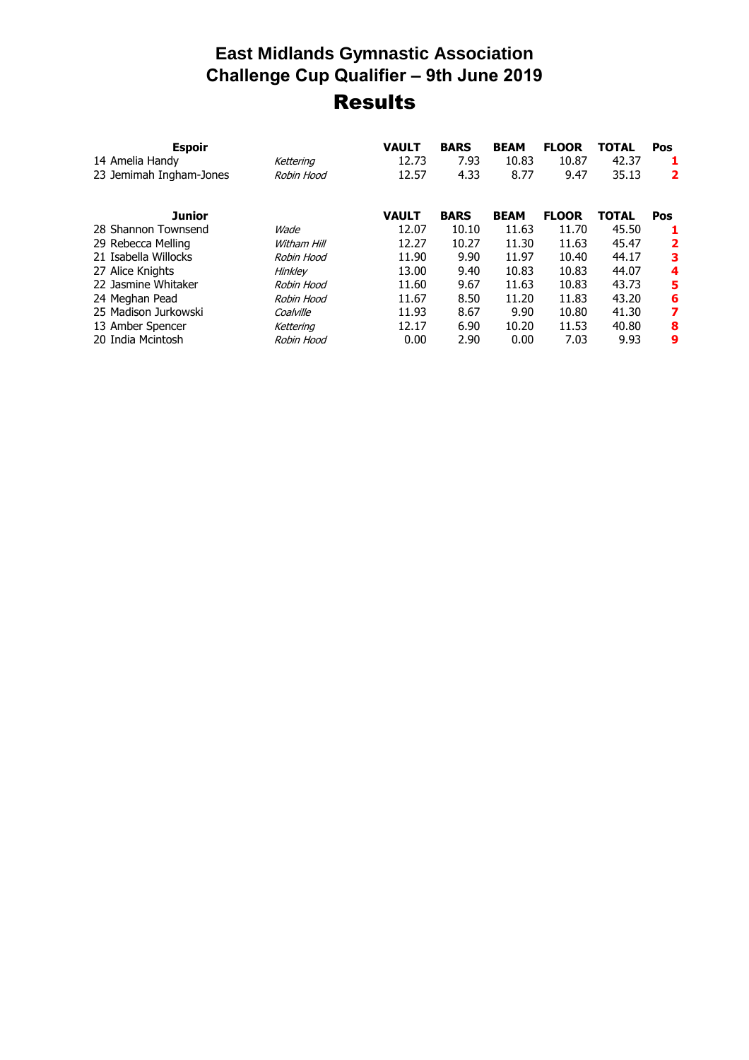# East Midlands Gymnastic Association
# Challenge Cup Qualifier – 9th June 2019
# Results

| Espoir | | VAULT | BARS | BEAM | FLOOR | TOTAL | Pos |
|---|---|---|---|---|---|---|---|
| 14 Amelia Handy | *Kettering* | 12.73 | 7.93 | 10.83 | 10.87 | 42.37 | **1** |
| 23 Jemimah Ingham-Jones | *Robin Hood* | 12.57 | 4.33 | 8.77 | 9.47 | 35.13 | **2** |

| Junior | | VAULT | BARS | BEAM | FLOOR | TOTAL | Pos |
|---|---|---|---|---|---|---|---|
| 28 Shannon Townsend | *Wade* | 12.07 | 10.10 | 11.63 | 11.70 | 45.50 | **1** |
| 29 Rebecca Melling | *Witham Hill* | 12.27 | 10.27 | 11.30 | 11.63 | 45.47 | **2** |
| 21 Isabella Willocks | *Robin Hood* | 11.90 | 9.90 | 11.97 | 10.40 | 44.17 | **3** |
| 27 Alice Knights | *Hinkley* | 13.00 | 9.40 | 10.83 | 10.83 | 44.07 | **4** |
| 22 Jasmine Whitaker | *Robin Hood* | 11.60 | 9.67 | 11.63 | 10.83 | 43.73 | **5** |
| 24 Meghan Pead | *Robin Hood* | 11.67 | 8.50 | 11.20 | 11.83 | 43.20 | **6** |
| 25 Madison Jurkowski | *Coalville* | 11.93 | 8.67 | 9.90 | 10.80 | 41.30 | **7** |
| 13 Amber Spencer | *Kettering* | 12.17 | 6.90 | 10.20 | 11.53 | 40.80 | **8** |
| 20 India Mcintosh | *Robin Hood* | 0.00 | 2.90 | 0.00 | 7.03 | 9.93 | **9** |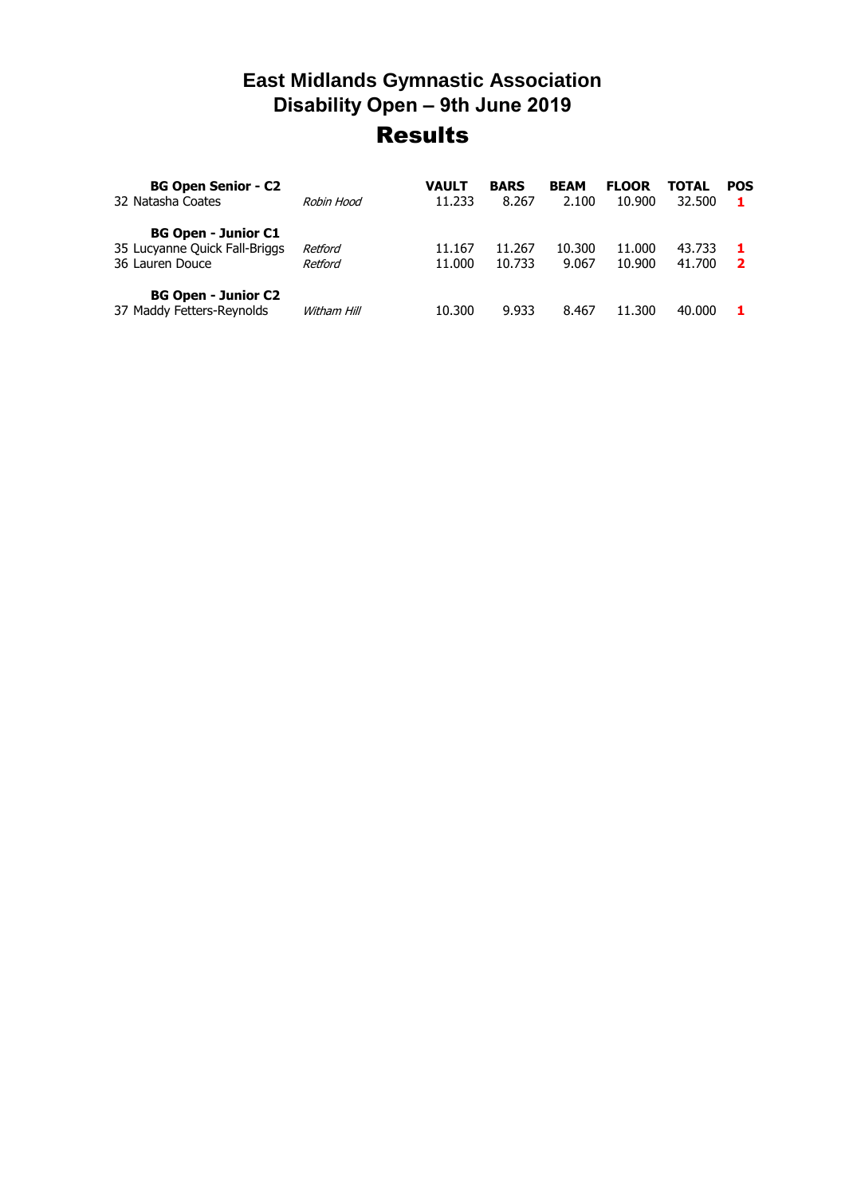# East Midlands Gymnastic Association
## Disability Open – 9th June 2019
# Results

| **BG Open Senior - C2** | | **VAULT** | **BARS** | **BEAM** | **FLOOR** | **TOTAL** | **POS** |
|---|---|---|---|---|---|---|---|
| 32 Natasha Coates | *Robin Hood* | 11.233 | 8.267 | 2.100 | 10.900 | 32.500 | **1** |
| **BG Open - Junior C1** | | | | | | | |
| 35 Lucyanne Quick Fall-Briggs | *Retford* | 11.167 | 11.267 | 10.300 | 11.000 | 43.733 | **1** |
| 36 Lauren Douce | *Retford* | 11.000 | 10.733 | 9.067 | 10.900 | 41.700 | **2** |
| **BG Open - Junior C2** | | | | | | | |
| 37 Maddy Fetters-Reynolds | *Witham Hill* | 10.300 | 9.933 | 8.467 | 11.300 | 40.000 | **1** |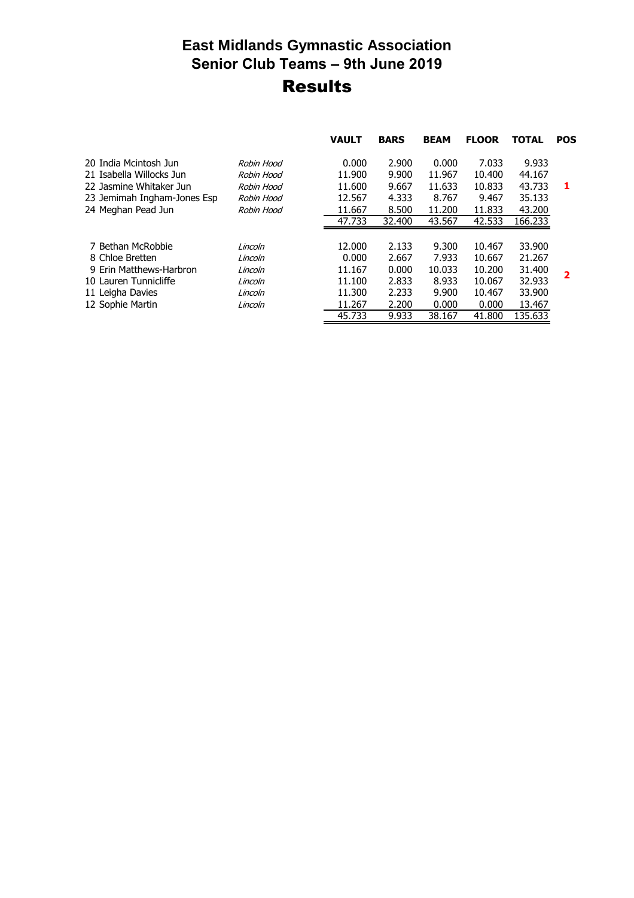# East Midlands Gymnastic Association
## Senior Club Teams – 9th June 2019
# Results

| | | VAULT | BARS | BEAM | FLOOR | TOTAL | POS |
|---|---|---|---|---|---|---|---|
| 20 India Mcintosh Jun | *Robin Hood* | 0.000 | 2.900 | 0.000 | 7.033 | 9.933 | |
| 21 Isabella Willocks Jun | *Robin Hood* | 11.900 | 9.900 | 11.967 | 10.400 | 44.167 | |
| 22 Jasmine Whitaker Jun | *Robin Hood* | 11.600 | 9.667 | 11.633 | 10.833 | 43.733 | **1** |
| 23 Jemimah Ingham-Jones Esp | *Robin Hood* | 12.567 | 4.333 | 8.767 | 9.467 | 35.133 | |
| 24 Meghan Pead Jun | *Robin Hood* | 11.667 | 8.500 | 11.200 | 11.833 | 43.200 | |
| | | 47.733 | 32.400 | 43.567 | 42.533 | 166.233 | |
| 7 Bethan McRobbie | *Lincoln* | 12.000 | 2.133 | 9.300 | 10.467 | 33.900 | |
| 8 Chloe Bretten | *Lincoln* | 0.000 | 2.667 | 7.933 | 10.667 | 21.267 | |
| 9 Erin Matthews-Harbron | *Lincoln* | 11.167 | 0.000 | 10.033 | 10.200 | 31.400 | **2** |
| 10 Lauren Tunnicliffe | *Lincoln* | 11.100 | 2.833 | 8.933 | 10.067 | 32.933 | |
| 11 Leigha Davies | *Lincoln* | 11.300 | 2.233 | 9.900 | 10.467 | 33.900 | |
| 12 Sophie Martin | *Lincoln* | 11.267 | 2.200 | 0.000 | 0.000 | 13.467 | |
| | | 45.733 | 9.933 | 38.167 | 41.800 | 135.633 | |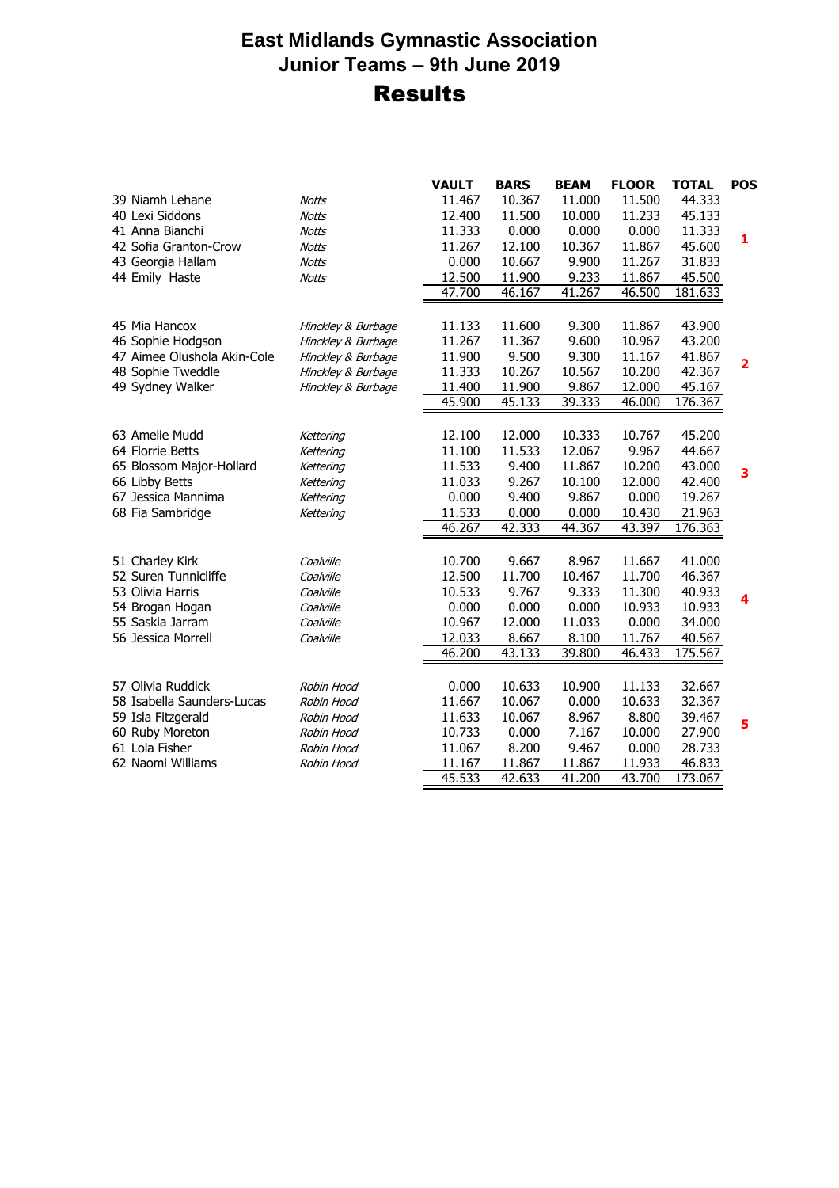# East Midlands Gymnastic Association
# Junior Teams – 9th June 2019
# Results

| | | VAULT | BARS | BEAM | FLOOR | TOTAL | POS |
|---|---|---|---|---|---|---|---|
| 39 Niamh Lehane | *Notts* | 11.467 | 10.367 | 11.000 | 11.500 | 44.333 | |
| 40 Lexi Siddons | *Notts* | 12.400 | 11.500 | 10.000 | 11.233 | 45.133 | |
| 41 Anna Bianchi | *Notts* | 11.333 | 0.000 | 0.000 | 0.000 | 11.333 | **1** |
| 42 Sofia Granton-Crow | *Notts* | 11.267 | 12.100 | 10.367 | 11.867 | 45.600 | |
| 43 Georgia Hallam | *Notts* | 0.000 | 10.667 | 9.900 | 11.267 | 31.833 | |
| 44 Emily Haste | *Notts* | 12.500 | 11.900 | 9.233 | 11.867 | 45.500 | |
| | | 47.700 | 46.167 | 41.267 | 46.500 | 181.633 | |
| 45 Mia Hancox | *Hinckley & Burbage* | 11.133 | 11.600 | 9.300 | 11.867 | 43.900 | |
| 46 Sophie Hodgson | *Hinckley & Burbage* | 11.267 | 11.367 | 9.600 | 10.967 | 43.200 | |
| 47 Aimee Olushola Akin-Cole | *Hinckley & Burbage* | 11.900 | 9.500 | 9.300 | 11.167 | 41.867 | **2** |
| 48 Sophie Tweddle | *Hinckley & Burbage* | 11.333 | 10.267 | 10.567 | 10.200 | 42.367 | |
| 49 Sydney Walker | *Hinckley & Burbage* | 11.400 | 11.900 | 9.867 | 12.000 | 45.167 | |
| | | 45.900 | 45.133 | 39.333 | 46.000 | 176.367 | |
| 63 Amelie Mudd | *Kettering* | 12.100 | 12.000 | 10.333 | 10.767 | 45.200 | |
| 64 Florrie Betts | *Kettering* | 11.100 | 11.533 | 12.067 | 9.967 | 44.667 | |
| 65 Blossom Major-Hollard | *Kettering* | 11.533 | 9.400 | 11.867 | 10.200 | 43.000 | **3** |
| 66 Libby Betts | *Kettering* | 11.033 | 9.267 | 10.100 | 12.000 | 42.400 | |
| 67 Jessica Mannima | *Kettering* | 0.000 | 9.400 | 9.867 | 0.000 | 19.267 | |
| 68 Fia Sambridge | *Kettering* | 11.533 | 0.000 | 0.000 | 10.430 | 21.963 | |
| | | 46.267 | 42.333 | 44.367 | 43.397 | 176.363 | |
| 51 Charley Kirk | *Coalville* | 10.700 | 9.667 | 8.967 | 11.667 | 41.000 | |
| 52 Suren Tunnicliffe | *Coalville* | 12.500 | 11.700 | 10.467 | 11.700 | 46.367 | |
| 53 Olivia Harris | *Coalville* | 10.533 | 9.767 | 9.333 | 11.300 | 40.933 | **4** |
| 54 Brogan Hogan | *Coalville* | 0.000 | 0.000 | 0.000 | 10.933 | 10.933 | |
| 55 Saskia Jarram | *Coalville* | 10.967 | 12.000 | 11.033 | 0.000 | 34.000 | |
| 56 Jessica Morrell | *Coalville* | 12.033 | 8.667 | 8.100 | 11.767 | 40.567 | |
| | | 46.200 | 43.133 | 39.800 | 46.433 | 175.567 | |
| 57 Olivia Ruddick | *Robin Hood* | 0.000 | 10.633 | 10.900 | 11.133 | 32.667 | |
| 58 Isabella Saunders-Lucas | *Robin Hood* | 11.667 | 10.067 | 0.000 | 10.633 | 32.367 | |
| 59 Isla Fitzgerald | *Robin Hood* | 11.633 | 10.067 | 8.967 | 8.800 | 39.467 | **5** |
| 60 Ruby Moreton | *Robin Hood* | 10.733 | 0.000 | 7.167 | 10.000 | 27.900 | |
| 61 Lola Fisher | *Robin Hood* | 11.067 | 8.200 | 9.467 | 0.000 | 28.733 | |
| 62 Naomi Williams | *Robin Hood* | 11.167 | 11.867 | 11.867 | 11.933 | 46.833 | |
| | | 45.533 | 42.633 | 41.200 | 43.700 | 173.067 | |